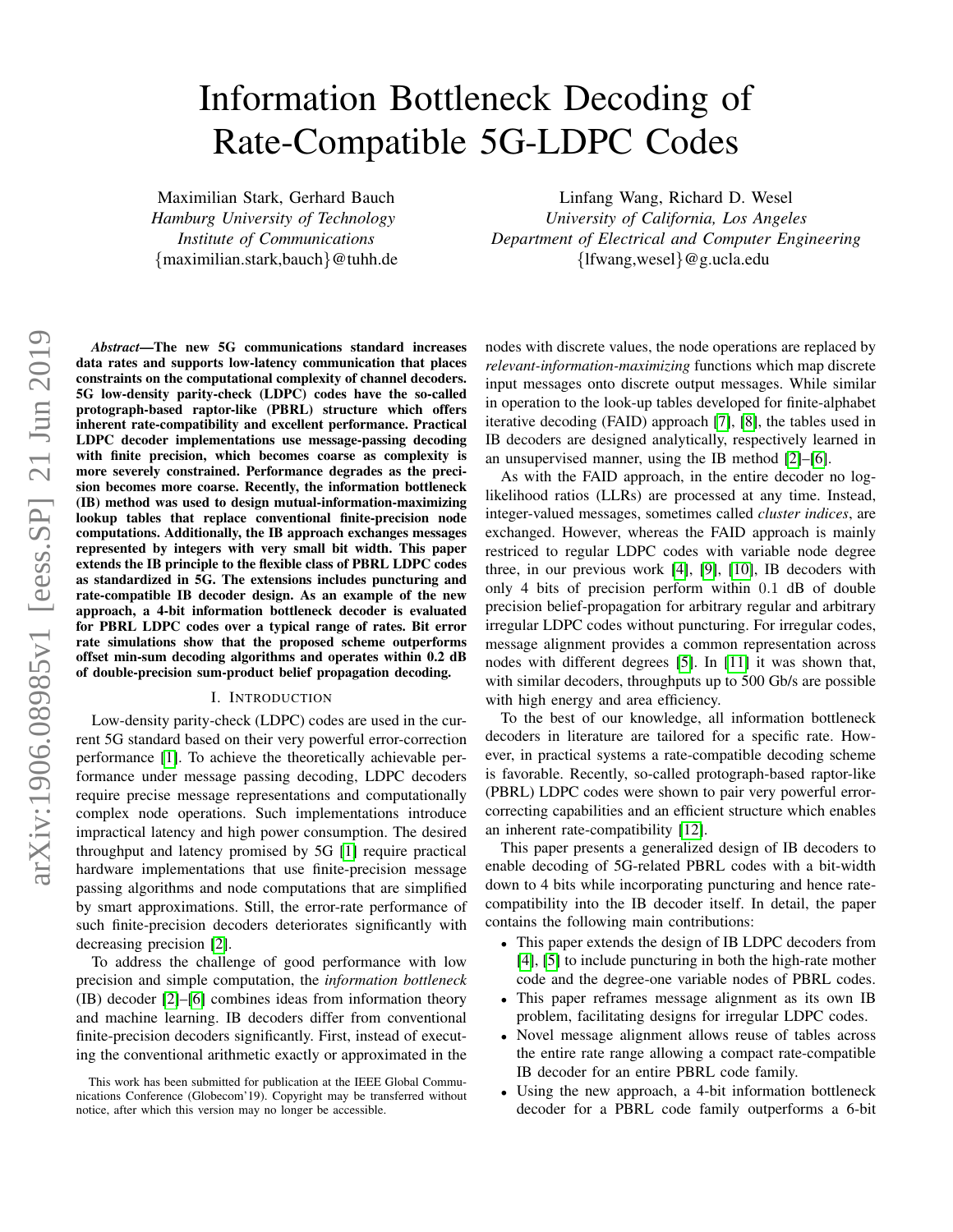# Information Bottleneck Decoding of Rate-Compatible 5G-LDPC Codes

Maximilian Stark, Gerhard Bauch
*Hamburg University of Technology*
*Institute of Communications*
{maximilian.stark,bauch}@tuhh.de

Linfang Wang, Richard D. Wesel
*University of California, Los Angeles*
*Department of Electrical and Computer Engineering*
{lfwang,wesel}@g.ucla.edu

***Abstract*—The new 5G communications standard increases data rates and supports low-latency communication that places constraints on the computational complexity of channel decoders. 5G low-density parity-check (LDPC) codes have the so-called protograph-based raptor-like (PBRL) structure which offers inherent rate-compatibility and excellent performance. Practical LDPC decoder implementations use message-passing decoding with finite precision, which becomes coarse as complexity is more severely constrained. Performance degrades as the precision becomes more coarse. Recently, the information bottleneck (IB) method was used to design mutual-information-maximizing lookup tables that replace conventional finite-precision node computations. Additionally, the IB approach exchanges messages represented by integers with very small bit width. This paper extends the IB principle to the flexible class of PBRL LDPC codes as standardized in 5G. The extensions includes puncturing and rate-compatible IB decoder design. As an example of the new approach, a 4-bit information bottleneck decoder is evaluated for PBRL LDPC codes over a typical range of rates. Bit error rate simulations show that the proposed scheme outperforms offset min-sum decoding algorithms and operates within 0.2 dB of double-precision sum-product belief propagation decoding.**

## I. Introduction

Low-density parity-check (LDPC) codes are used in the current 5G standard based on their very powerful error-correction performance [1]. To achieve the theoretically achievable performance under message passing decoding, LDPC decoders require precise message representations and computationally complex node operations. Such implementations introduce impractical latency and high power consumption. The desired throughput and latency promised by 5G [1] require practical hardware implementations that use finite-precision message passing algorithms and node computations that are simplified by smart approximations. Still, the error-rate performance of such finite-precision decoders deteriorates significantly with decreasing precision [2].

To address the challenge of good performance with low precision and simple computation, the *information bottleneck* (IB) decoder [2]–[6] combines ideas from information theory and machine learning. IB decoders differ from conventional finite-precision decoders significantly. First, instead of executing the conventional arithmetic exactly or approximated in the nodes with discrete values, the node operations are replaced by *relevant-information-maximizing* functions which map discrete input messages onto discrete output messages. While similar in operation to the look-up tables developed for finite-alphabet iterative decoding (FAID) approach [7], [8], the tables used in IB decoders are designed analytically, respectively learned in an unsupervised manner, using the IB method [2]–[6].

As with the FAID approach, in the entire decoder no log-likelihood ratios (LLRs) are processed at any time. Instead, integer-valued messages, sometimes called *cluster indices*, are exchanged. However, whereas the FAID approach is mainly restriced to regular LDPC codes with variable node degree three, in our previous work [4], [9], [10], IB decoders with only 4 bits of precision perform within 0.1 dB of double precision belief-propagation for arbitrary regular and arbitrary irregular LDPC codes without puncturing. For irregular codes, message alignment provides a common representation across nodes with different degrees [5]. In [11] it was shown that, with similar decoders, throughputs up to 500 Gb/s are possible with high energy and area efficiency.

To the best of our knowledge, all information bottleneck decoders in literature are tailored for a specific rate. However, in practical systems a rate-compatible decoding scheme is favorable. Recently, so-called protograph-based raptor-like (PBRL) LDPC codes were shown to pair very powerful error-correcting capabilities and an efficient structure which enables an inherent rate-compatibility [12].

This paper presents a generalized design of IB decoders to enable decoding of 5G-related PBRL codes with a bit-width down to 4 bits while incorporating puncturing and hence rate-compatibility into the IB decoder itself. In detail, the paper contains the following main contributions:

- This paper extends the design of IB LDPC decoders from [4], [5] to include puncturing in both the high-rate mother code and the degree-one variable nodes of PBRL codes.
- This paper reframes message alignment as its own IB problem, facilitating designs for irregular LDPC codes.
- Novel message alignment allows reuse of tables across the entire rate range allowing a compact rate-compatible IB decoder for an entire PBRL code family.
- Using the new approach, a 4-bit information bottleneck decoder for a PBRL code family outperforms a 6-bit

This work has been submitted for publication at the IEEE Global Communications Conference (Globecom'19). Copyright may be transferred without notice, after which this version may no longer be accessible.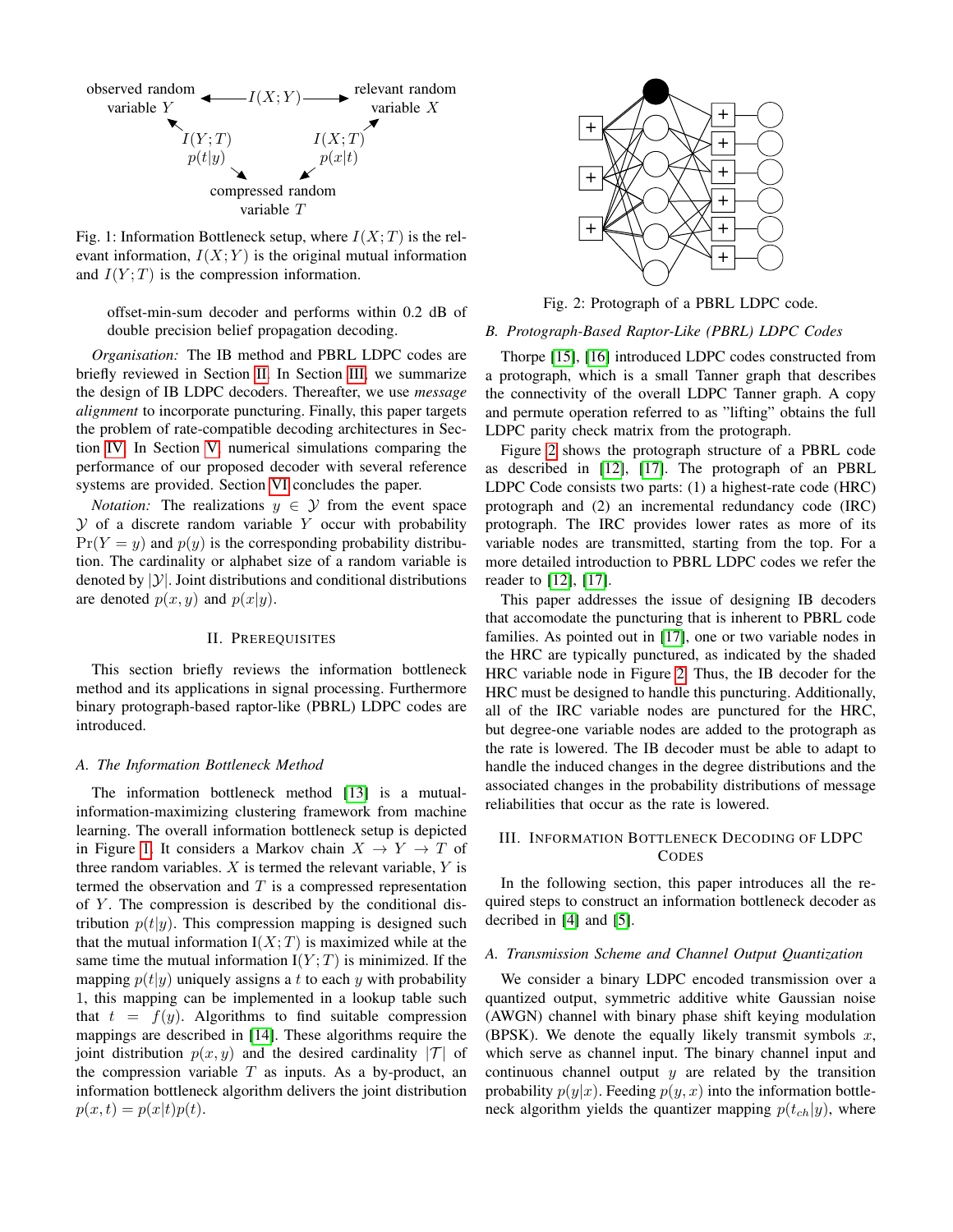Fig. 1: Information Bottleneck setup, where $I(X;T)$ is the relevant information, $I(X;Y)$ is the original mutual information and $I(Y;T)$ is the compression information.

offset-min-sum decoder and performs within 0.2 dB of double precision belief propagation decoding.

*Organisation:* The IB method and PBRL LDPC codes are briefly reviewed in Section II. In Section III, we summarize the design of IB LDPC decoders. Thereafter, we use *message alignment* to incorporate puncturing. Finally, this paper targets the problem of rate-compatible decoding architectures in Section IV. In Section V, numerical simulations comparing the performance of our proposed decoder with several reference systems are provided. Section VI concludes the paper.

*Notation:* The realizations $y \in \mathcal{Y}$ from the event space $\mathcal{Y}$ of a discrete random variable $Y$ occur with probability $\Pr(Y=y)$ and $p(y)$ is the corresponding probability distribution. The cardinality or alphabet size of a random variable is denoted by $|\mathcal{Y}|$. Joint distributions and conditional distributions are denoted $p(x,y)$ and $p(x|y)$.

## II. Prerequisites

This section briefly reviews the information bottleneck method and its applications in signal processing. Furthermore binary protograph-based raptor-like (PBRL) LDPC codes are introduced.

### A. The Information Bottleneck Method

The information bottleneck method [13] is a mutual-information-maximizing clustering framework from machine learning. The overall information bottleneck setup is depicted in Figure 1. It considers a Markov chain $X \to Y \to T$ of three random variables. $X$ is termed the relevant variable, $Y$ is termed the observation and $T$ is a compressed representation of $Y$. The compression is described by the conditional distribution $p(t|y)$. This compression mapping is designed such that the mutual information $\mathrm{I}(X;T)$ is maximized while at the same time the mutual information $\mathrm{I}(Y;T)$ is minimized. If the mapping $p(t|y)$ uniquely assigns a $t$ to each $y$ with probability 1, this mapping can be implemented in a lookup table such that $t = f(y)$. Algorithms to find suitable compression mappings are described in [14]. These algorithms require the joint distribution $p(x,y)$ and the desired cardinality $|\mathcal{T}|$ of the compression variable $T$ as inputs. As a by-product, an information bottleneck algorithm delivers the joint distribution $p(x,t) = p(x|t)p(t)$.

Fig. 2: Protograph of a PBRL LDPC code.

### B. Protograph-Based Raptor-Like (PBRL) LDPC Codes

Thorpe [15], [16] introduced LDPC codes constructed from a protograph, which is a small Tanner graph that describes the connectivity of the overall LDPC Tanner graph. A copy and permute operation referred to as "lifting" obtains the full LDPC parity check matrix from the protograph.

Figure 2 shows the protograph structure of a PBRL code as described in [12], [17]. The protograph of an PBRL LDPC Code consists two parts: (1) a highest-rate code (HRC) protograph and (2) an incremental redundancy code (IRC) protograph. The IRC provides lower rates as more of its variable nodes are transmitted, starting from the top. For a more detailed introduction to PBRL LDPC codes we refer the reader to [12], [17].

This paper addresses the issue of designing IB decoders that accomodate the puncturing that is inherent to PBRL code families. As pointed out in [17], one or two variable nodes in the HRC are typically punctured, as indicated by the shaded HRC variable node in Figure 2. Thus, the IB decoder for the HRC must be designed to handle this puncturing. Additionally, all of the IRC variable nodes are punctured for the HRC, but degree-one variable nodes are added to the protograph as the rate is lowered. The IB decoder must be able to adapt to handle the induced changes in the degree distributions and the associated changes in the probability distributions of message reliabilities that occur as the rate is lowered.

## III. Information Bottleneck Decoding of LDPC Codes

In the following section, this paper introduces all the required steps to construct an information bottleneck decoder as decribed in [4] and [5].

### A. Transmission Scheme and Channel Output Quantization

We consider a binary LDPC encoded transmission over a quantized output, symmetric additive white Gaussian noise (AWGN) channel with binary phase shift keying modulation (BPSK). We denote the equally likely transmit symbols $x$, which serve as channel input. The binary channel input and continuous channel output $y$ are related by the transition probability $p(y|x)$. Feeding $p(y,x)$ into the information bottleneck algorithm yields the quantizer mapping $p(t_{ch}|y)$, where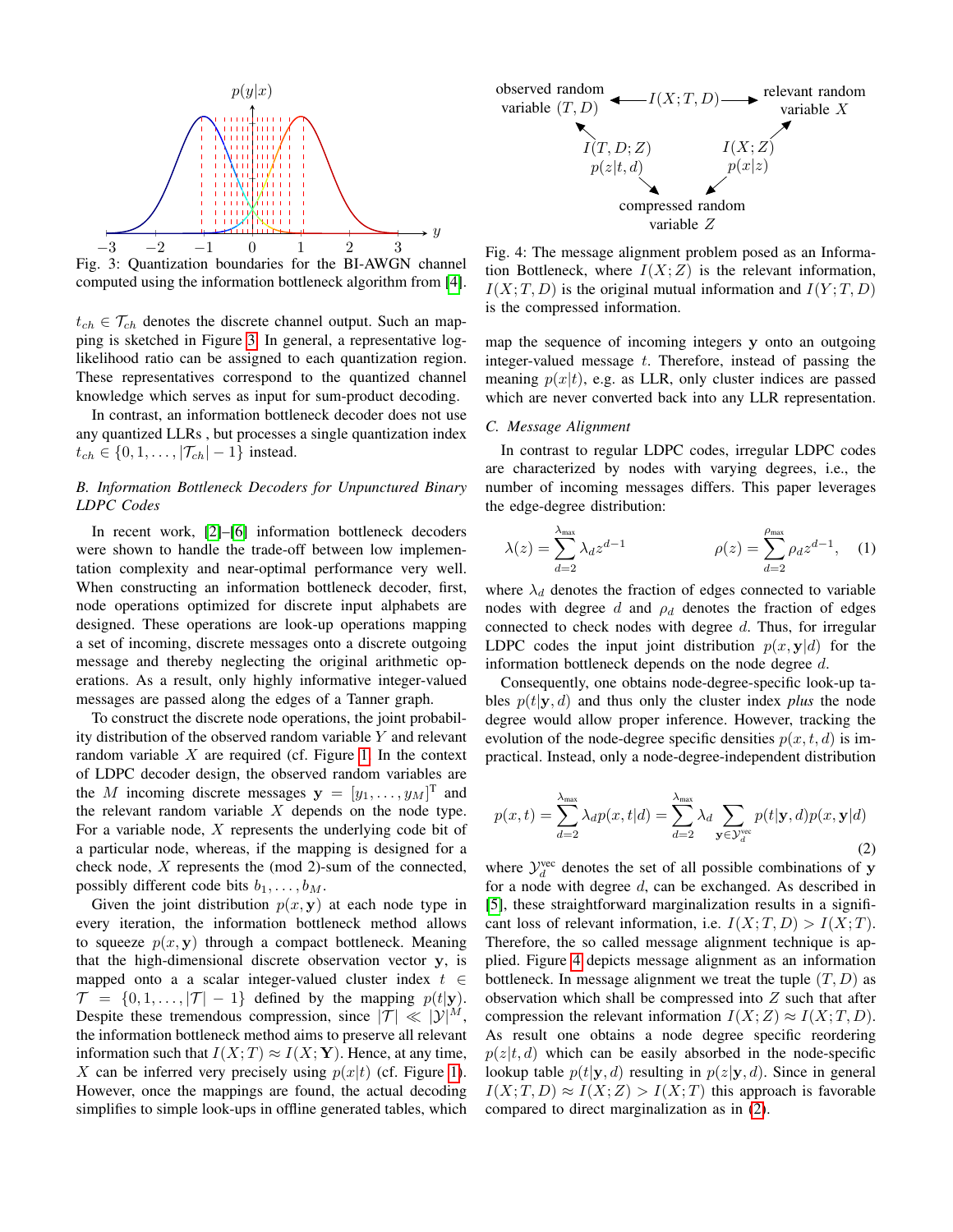Fig. 3: Quantization boundaries for the BI-AWGN channel computed using the information bottleneck algorithm from [4].

$t_{ch} \in \mathcal{T}_{ch}$ denotes the discrete channel output. Such an mapping is sketched in Figure 3. In general, a representative log-likelihood ratio can be assigned to each quantization region. These representatives correspond to the quantized channel knowledge which serves as input for sum-product decoding.

In contrast, an information bottleneck decoder does not use any quantized LLRs , but processes a single quantization index $t_{ch} \in \{0, 1, \ldots, |\mathcal{T}_{ch}| - 1\}$ instead.

### B. Information Bottleneck Decoders for Unpunctured Binary LDPC Codes

In recent work, [2]–[6] information bottleneck decoders were shown to handle the trade-off between low implementation complexity and near-optimal performance very well. When constructing an information bottleneck decoder, first, node operations optimized for discrete input alphabets are designed. These operations are look-up operations mapping a set of incoming, discrete messages onto a discrete outgoing message and thereby neglecting the original arithmetic operations. As a result, only highly informative integer-valued messages are passed along the edges of a Tanner graph.

To construct the discrete node operations, the joint probability distribution of the observed random variable $Y$ and relevant random variable $X$ are required (cf. Figure 1. In the context of LDPC decoder design, the observed random variables are the $M$ incoming discrete messages $\mathbf{y} = [y_1, \ldots, y_M]^{\mathrm{T}}$ and the relevant random variable $X$ depends on the node type. For a variable node, $X$ represents the underlying code bit of a particular node, whereas, if the mapping is designed for a check node, $X$ represents the (mod 2)-sum of the connected, possibly different code bits $b_1, \ldots, b_M$.

Given the joint distribution $p(x, \mathbf{y})$ at each node type in every iteration, the information bottleneck method allows to squeeze $p(x, \mathbf{y})$ through a compact bottleneck. Meaning that the high-dimensional discrete observation vector $\mathbf{y}$, is mapped onto a a scalar integer-valued cluster index $t \in \mathcal{T} = \{0, 1, \ldots, |\mathcal{T}| - 1\}$ defined by the mapping $p(t|\mathbf{y})$. Despite these tremendous compression, since $|\mathcal{T}| \ll |\mathcal{Y}|^M$, the information bottleneck method aims to preserve all relevant information such that $I(X;T) \approx I(X;\mathbf{Y})$. Hence, at any time, $X$ can be inferred very precisely using $p(x|t)$ (cf. Figure 1). However, once the mappings are found, the actual decoding simplifies to simple look-ups in offline generated tables, which map the sequence of incoming integers $\mathbf{y}$ onto an outgoing integer-valued message $t$. Therefore, instead of passing the meaning $p(x|t)$, e.g. as LLR, only cluster indices are passed which are never converted back into any LLR representation.

Fig. 4: The message alignment problem posed as an Information Bottleneck, where $I(X;Z)$ is the relevant information, $I(X;T,D)$ is the original mutual information and $I(Y;T,D)$ is the compressed information.

### C. Message Alignment

In contrast to regular LDPC codes, irregular LDPC codes are characterized by nodes with varying degrees, i.e., the number of incoming messages differs. This paper leverages the edge-degree distribution:

$$\lambda(z) = \sum_{d=2}^{\lambda_{\max}} \lambda_d z^{d-1} \qquad\qquad \rho(z) = \sum_{d=2}^{\rho_{\max}} \rho_d z^{d-1}, \quad (1)$$

where $\lambda_d$ denotes the fraction of edges connected to variable nodes with degree $d$ and $\rho_d$ denotes the fraction of edges connected to check nodes with degree $d$. Thus, for irregular LDPC codes the input joint distribution $p(x, \mathbf{y}|d)$ for the information bottleneck depends on the node degree $d$.

Consequently, one obtains node-degree-specific look-up tables $p(t|\mathbf{y}, d)$ and thus only the cluster index *plus* the node degree would allow proper inference. However, tracking the evolution of the node-degree specific densities $p(x, t, d)$ is impractical. Instead, only a node-degree-independent distribution

$$p(x,t) = \sum_{d=2}^{\lambda_{\max}} \lambda_d p(x,t|d) = \sum_{d=2}^{\lambda_{\max}} \lambda_d \sum_{\mathbf{y} \in \mathcal{Y}_d^{\mathrm{vec}}} p(t|\mathbf{y},d) p(x,\mathbf{y}|d) \quad (2)$$

where $\mathcal{Y}_d^{\mathrm{vec}}$ denotes the set of all possible combinations of $\mathbf{y}$ for a node with degree $d$, can be exchanged. As described in [5], these straightforward marginalization results in a significant loss of relevant information, i.e. $I(X;T,D) > I(X;T)$. Therefore, the so called message alignment technique is applied. Figure 4 depicts message alignment as an information bottleneck. In message alignment we treat the tuple $(T, D)$ as observation which shall be compressed into $Z$ such that after compression the relevant information $I(X;Z) \approx I(X;T,D)$. As result one obtains a node degree specific reordering $p(z|t,d)$ which can be easily absorbed in the node-specific lookup table $p(t|\mathbf{y}, d)$ resulting in $p(z|\mathbf{y}, d)$. Since in general $I(X;T,D) \approx I(X;Z) > I(X;T)$ this approach is favorable compared to direct marginalization as in (2).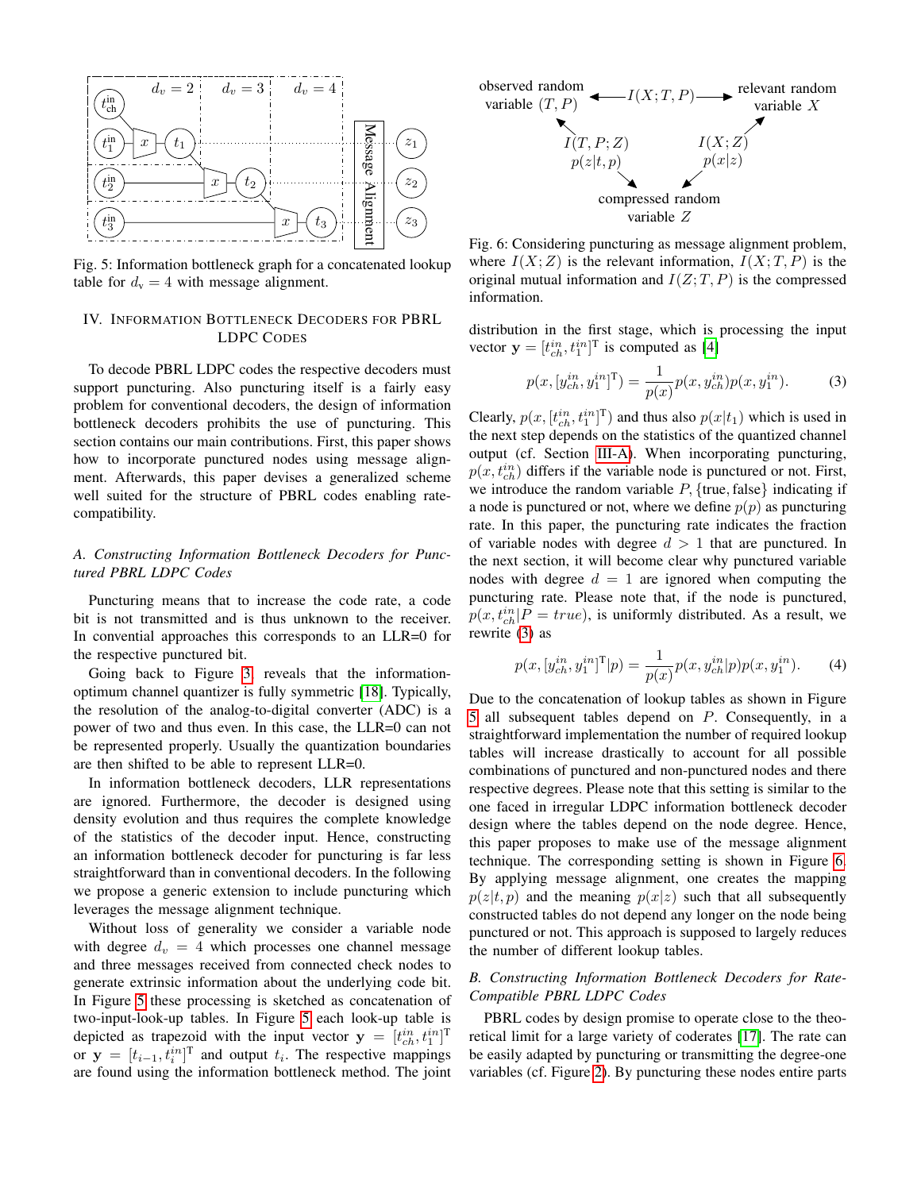Fig. 5: Information bottleneck graph for a concatenated lookup table for $d_v = 4$ with message alignment.

## IV. Information Bottleneck Decoders for PBRL LDPC Codes

To decode PBRL LDPC codes the respective decoders must support puncturing. Also puncturing itself is a fairly easy problem for conventional decoders, the design of information bottleneck decoders prohibits the use of puncturing. This section contains our main contributions. First, this paper shows how to incorporate punctured nodes using message alignment. Afterwards, this paper devises a generalized scheme well suited for the structure of PBRL codes enabling rate-compatibility.

### *A. Constructing Information Bottleneck Decoders for Punctured PBRL LDPC Codes*

Puncturing means that to increase the code rate, a code bit is not transmitted and is thus unknown to the receiver. In convential approaches this corresponds to an LLR=0 for the respective punctured bit.

Going back to Figure 3 reveals that the information-optimum channel quantizer is fully symmetric [18]. Typically, the resolution of the analog-to-digital converter (ADC) is a power of two and thus even. In this case, the LLR=0 can not be represented properly. Usually the quantization boundaries are then shifted to be able to represent LLR=0.

In information bottleneck decoders, LLR representations are ignored. Furthermore, the decoder is designed using density evolution and thus requires the complete knowledge of the statistics of the decoder input. Hence, constructing an information bottleneck decoder for puncturing is far less straightforward than in conventional decoders. In the following we propose a generic extension to include puncturing which leverages the message alignment technique.

Without loss of generality we consider a variable node with degree $d_v = 4$ which processes one channel message and three messages received from connected check nodes to generate extrinsic information about the underlying code bit. In Figure 5 these processing is sketched as concatenation of two-input-look-up tables. In Figure 5 each look-up table is depicted as trapezoid with the input vector $\mathbf{y} = [t_{ch}^{in}, t_1^{in}]^{\mathrm{T}}$ or $\mathbf{y} = [t_{i-1}, t_i^{in}]^{\mathrm{T}}$ and output $t_i$. The respective mappings are found using the information bottleneck method. The joint

Fig. 6: Considering puncturing as message alignment problem, where $I(X;Z)$ is the relevant information, $I(X;T,P)$ is the original mutual information and $I(Z;T,P)$ is the compressed information.

distribution in the first stage, which is processing the input vector $\mathbf{y} = [t_{ch}^{in}, t_1^{in}]^{\mathrm{T}}$ is computed as [4]

$$p(x, [y_{ch}^{in}, y_1^{in}]^{\mathrm{T}}) = \frac{1}{p(x)} p(x, y_{ch}^{in}) p(x, y_1^{in}). \tag{3}$$

Clearly, $p(x, [t_{ch}^{in}, t_1^{in}]^{\mathrm{T}})$ and thus also $p(x|t_1)$ which is used in the next step depends on the statistics of the quantized channel output (cf. Section III-A). When incorporating puncturing, $p(x, t_{ch}^{in})$ differs if the variable node is punctured or not. First, we introduce the random variable $P$, {true, false} indicating if a node is punctured or not, where we define $p(p)$ as puncturing rate. In this paper, the puncturing rate indicates the fraction of variable nodes with degree $d > 1$ that are punctured. In the next section, it will become clear why punctured variable nodes with degree $d = 1$ are ignored when computing the puncturing rate. Please note that, if the node is punctured, $p(x, t_{ch}^{in}|P = true)$, is uniformly distributed. As a result, we rewrite (3) as

$$p(x, [y_{ch}^{in}, y_1^{in}]^{\mathrm{T}}|p) = \frac{1}{p(x)} p(x, y_{ch}^{in}|p) p(x, y_1^{in}). \tag{4}$$

Due to the concatenation of lookup tables as shown in Figure 5 all subsequent tables depend on $P$. Consequently, in a straightforward implementation the number of required lookup tables will increase drastically to account for all possible combinations of punctured and non-punctured nodes and there respective degrees. Please note that this setting is similar to the one faced in irregular LDPC information bottleneck decoder design where the tables depend on the node degree. Hence, this paper proposes to make use of the message alignment technique. The corresponding setting is shown in Figure 6. By applying message alignment, one creates the mapping $p(z|t, p)$ and the meaning $p(x|z)$ such that all subsequently constructed tables do not depend any longer on the node being punctured or not. This approach is supposed to largely reduces the number of different lookup tables.

### *B. Constructing Information Bottleneck Decoders for Rate-Compatible PBRL LDPC Codes*

PBRL codes by design promise to operate close to the theoretical limit for a large variety of coderates [17]. The rate can be easily adapted by puncturing or transmitting the degree-one variables (cf. Figure 2). By puncturing these nodes entire parts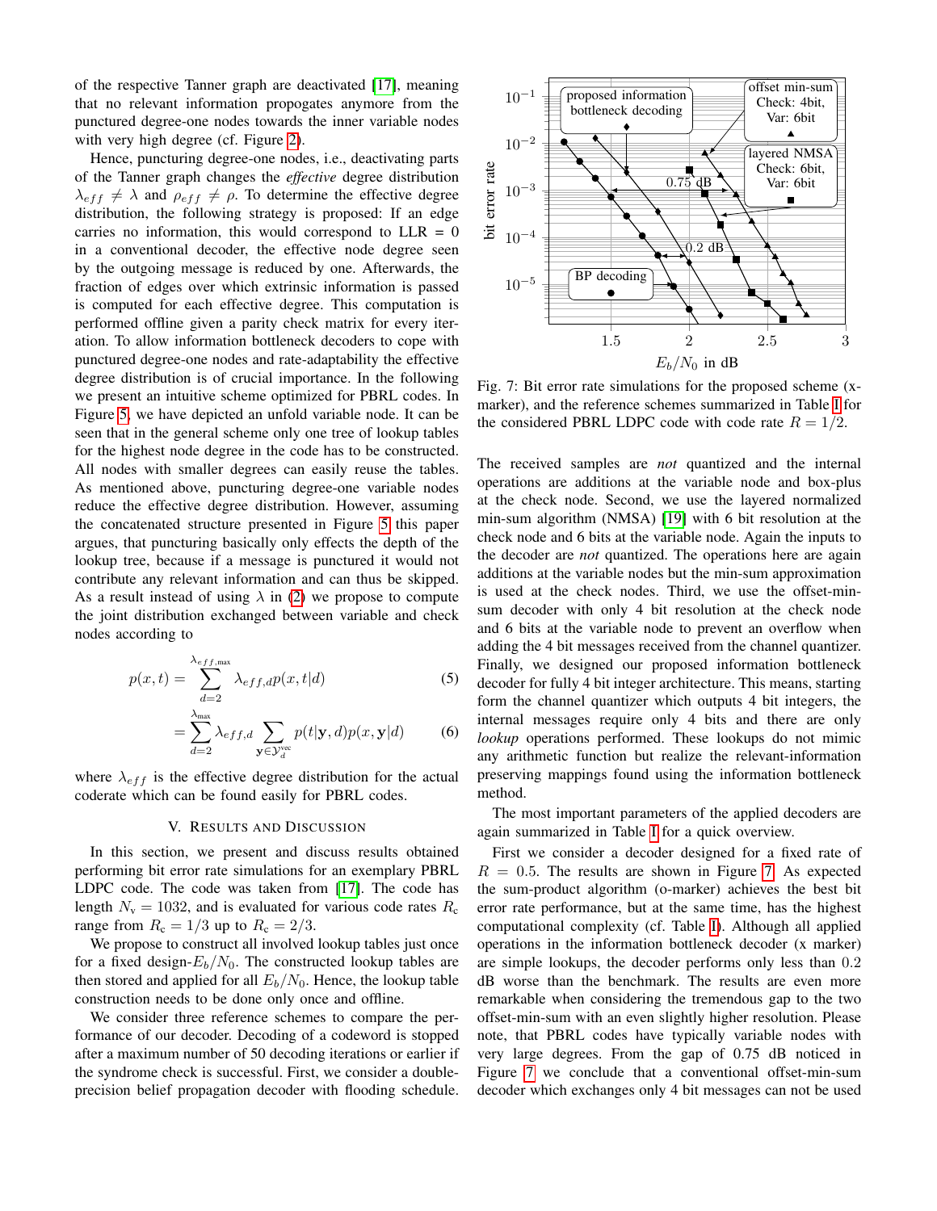of the respective Tanner graph are deactivated [17], meaning that no relevant information propogates anymore from the punctured degree-one nodes towards the inner variable nodes with very high degree (cf. Figure 2).

Hence, puncturing degree-one nodes, i.e., deactivating parts of the Tanner graph changes the *effective* degree distribution $\lambda_{eff} \neq \lambda$ and $\rho_{eff} \neq \rho$. To determine the effective degree distribution, the following strategy is proposed: If an edge carries no information, this would correspond to LLR = 0 in a conventional decoder, the effective node degree seen by the outgoing message is reduced by one. Afterwards, the fraction of edges over which extrinsic information is passed is computed for each effective degree. This computation is performed offline given a parity check matrix for every iteration. To allow information bottleneck decoders to cope with punctured degree-one nodes and rate-adaptability the effective degree distribution is of crucial importance. In the following we present an intuitive scheme optimized for PBRL codes. In Figure 5, we have depicted an unfold variable node. It can be seen that in the general scheme only one tree of lookup tables for the highest node degree in the code has to be constructed. All nodes with smaller degrees can easily reuse the tables. As mentioned above, puncturing degree-one variable nodes reduce the effective degree distribution. However, assuming the concatenated structure presented in Figure 5 this paper argues, that puncturing basically only effects the depth of the lookup tree, because if a message is punctured it would not contribute any relevant information and can thus be skipped. As a result instead of using $\lambda$ in (2) we propose to compute the joint distribution exchanged between variable and check nodes according to

$$p(x,t) = \sum_{d=2}^{\lambda_{eff,\max}} \lambda_{eff,d}\, p(x,t|d) \tag{5}$$

$$= \sum_{d=2}^{\lambda_{\max}} \lambda_{eff,d} \sum_{\mathbf{y}\in\mathcal{Y}_d^{\text{vec}}} p(t|\mathbf{y},d)p(x,\mathbf{y}|d) \tag{6}$$

where $\lambda_{eff}$ is the effective degree distribution for the actual coderate which can be found easily for PBRL codes.

## V. Results and Discussion

In this section, we present and discuss results obtained performing bit error rate simulations for an exemplary PBRL LDPC code. The code was taken from [17]. The code has length $N_\text{v} = 1032$, and is evaluated for various code rates $R_\text{c}$ range from $R_\text{c} = 1/3$ up to $R_\text{c} = 2/3$.

We propose to construct all involved lookup tables just once for a fixed design-$E_b/N_0$. The constructed lookup tables are then stored and applied for all $E_b/N_0$. Hence, the lookup table construction needs to be done only once and offline.

We consider three reference schemes to compare the performance of our decoder. Decoding of a codeword is stopped after a maximum number of 50 decoding iterations or earlier if the syndrome check is successful. First, we consider a double-precision belief propagation decoder with flooding schedule. The received samples are *not* quantized and the internal operations are additions at the variable node and box-plus at the check node. Second, we use the layered normalized min-sum algorithm (NMSA) [19] with 6 bit resolution at the check node and 6 bits at the variable node. Again the inputs to the decoder are *not* quantized. The operations here are again additions at the variable nodes but the min-sum approximation is used at the check nodes. Third, we use the offset-min-sum decoder with only 4 bit resolution at the check node and 6 bits at the variable node to prevent an overflow when adding the 4 bit messages received from the channel quantizer. Finally, we designed our proposed information bottleneck decoder for fully 4 bit integer architecture. This means, starting form the channel quantizer which outputs 4 bit integers, the internal messages require only 4 bits and there are only *lookup* operations performed. These lookups do not mimic any arithmetic function but realize the relevant-information preserving mappings found using the information bottleneck method.

Fig. 7: Bit error rate simulations for the proposed scheme (x-marker), and the reference schemes summarized in Table I for the considered PBRL LDPC code with code rate $R = 1/2$.

The most important parameters of the applied decoders are again summarized in Table I for a quick overview.

First we consider a decoder designed for a fixed rate of $R = 0.5$. The results are shown in Figure 7. As expected the sum-product algorithm (o-marker) achieves the best bit error rate performance, but at the same time, has the highest computational complexity (cf. Table I). Although all applied operations in the information bottleneck decoder (x marker) are simple lookups, the decoder performs only less than 0.2 dB worse than the benchmark. The results are even more remarkable when considering the tremendous gap to the two offset-min-sum with an even slightly higher resolution. Please note, that PBRL codes have typically variable nodes with very large degrees. From the gap of 0.75 dB noticed in Figure 7 we conclude that a conventional offset-min-sum decoder which exchanges only 4 bit messages can not be used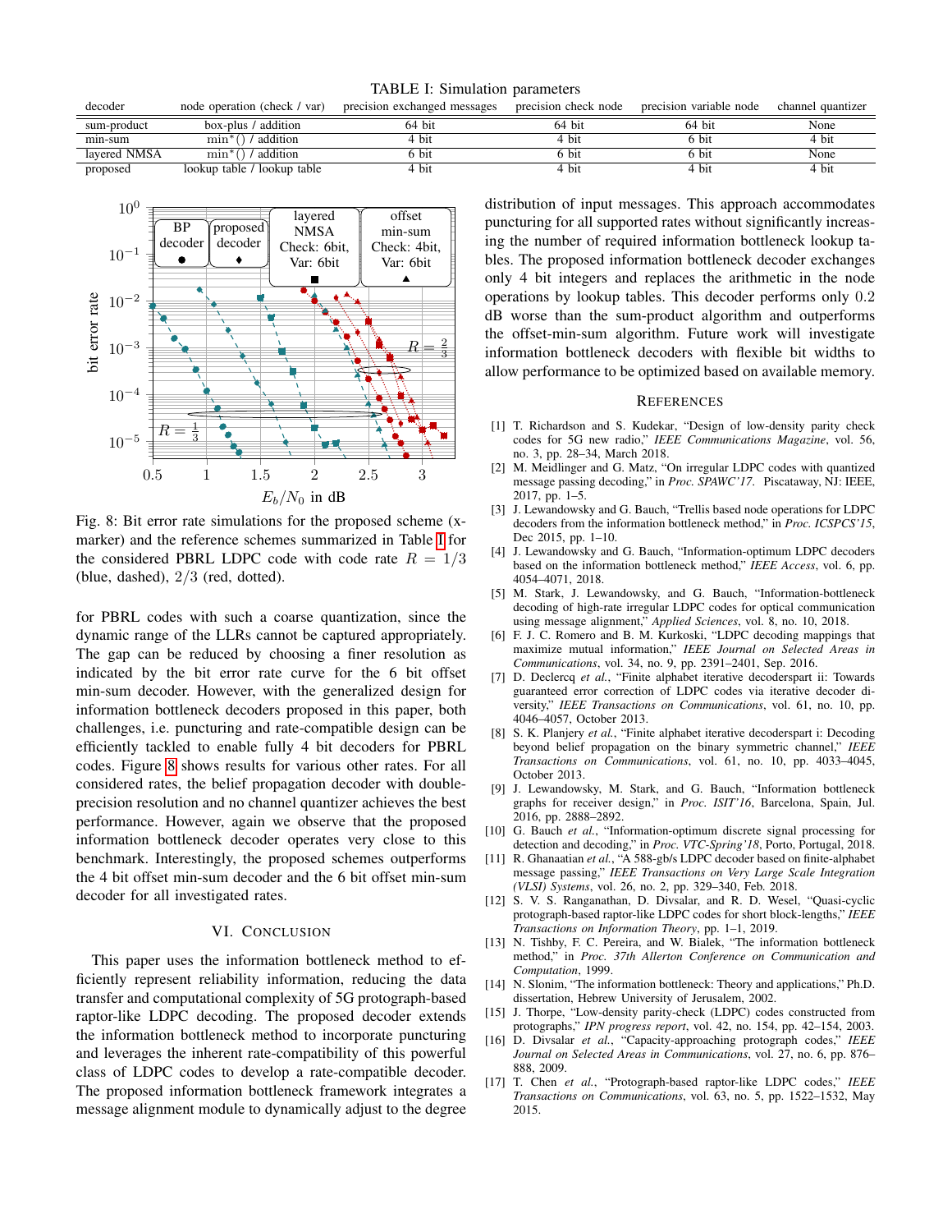TABLE I: Simulation parameters

| decoder | node operation (check / var) | precision exchanged messages | precision check node | precision variable node | channel quantizer |
|---|---|---|---|---|---|
| sum-product | box-plus / addition | 64 bit | 64 bit | 64 bit | None |
| min-sum | $\min^*()$ / addition | 4 bit | 4 bit | 6 bit | 4 bit |
| layered NMSA | $\min^*()$ / addition | 6 bit | 6 bit | 6 bit | None |
| proposed | lookup table / lookup table | 4 bit | 4 bit | 4 bit | 4 bit |

Fig. 8: Bit error rate simulations for the proposed scheme (x-marker) and the reference schemes summarized in Table I for the considered PBRL LDPC code with code rate $R = 1/3$ (blue, dashed), $2/3$ (red, dotted).

for PBRL codes with such a coarse quantization, since the dynamic range of the LLRs cannot be captured appropriately. The gap can be reduced by choosing a finer resolution as indicated by the bit error rate curve for the 6 bit offset min-sum decoder. However, with the generalized design for information bottleneck decoders proposed in this paper, both challenges, i.e. puncturing and rate-compatible design can be efficiently tackled to enable fully 4 bit decoders for PBRL codes. Figure 8 shows results for various other rates. For all considered rates, the belief propagation decoder with double-precision resolution and no channel quantizer achieves the best performance. However, again we observe that the proposed information bottleneck decoder operates very close to this benchmark. Interestingly, the proposed schemes outperforms the 4 bit offset min-sum decoder and the 6 bit offset min-sum decoder for all investigated rates.

## VI. Conclusion

This paper uses the information bottleneck method to efficiently represent reliability information, reducing the data transfer and computational complexity of 5G protograph-based raptor-like LDPC decoding. The proposed decoder extends the information bottleneck method to incorporate puncturing and leverages the inherent rate-compatibility of this powerful class of LDPC codes to develop a rate-compatible decoder. The proposed information bottleneck framework integrates a message alignment module to dynamically adjust to the degree distribution of input messages. This approach accommodates puncturing for all supported rates without significantly increasing the number of required information bottleneck lookup tables. The proposed information bottleneck decoder exchanges only 4 bit integers and replaces the arithmetic in the node operations by lookup tables. This decoder performs only 0.2 dB worse than the sum-product algorithm and outperforms the offset-min-sum algorithm. Future work will investigate information bottleneck decoders with flexible bit widths to allow performance to be optimized based on available memory.

## References

[1] T. Richardson and S. Kudekar, "Design of low-density parity check codes for 5G new radio," *IEEE Communications Magazine*, vol. 56, no. 3, pp. 28–34, March 2018.

[2] M. Meidlinger and G. Matz, "On irregular LDPC codes with quantized message passing decoding," in *Proc. SPAWC'17*. Piscataway, NJ: IEEE, 2017, pp. 1–5.

[3] J. Lewandowsky and G. Bauch, "Trellis based node operations for LDPC decoders from the information bottleneck method," in *Proc. ICSPCS'15*, Dec 2015, pp. 1–10.

[4] J. Lewandowsky and G. Bauch, "Information-optimum LDPC decoders based on the information bottleneck method," *IEEE Access*, vol. 6, pp. 4054–4071, 2018.

[5] M. Stark, J. Lewandowsky, and G. Bauch, "Information-bottleneck decoding of high-rate irregular LDPC codes for optical communication using message alignment," *Applied Sciences*, vol. 8, no. 10, 2018.

[6] F. J. C. Romero and B. M. Kurkoski, "LDPC decoding mappings that maximize mutual information," *IEEE Journal on Selected Areas in Communications*, vol. 34, no. 9, pp. 2391–2401, Sep. 2016.

[7] D. Declercq *et al.*, "Finite alphabet iterative decoderspart ii: Towards guaranteed error correction of LDPC codes via iterative decoder diversity," *IEEE Transactions on Communications*, vol. 61, no. 10, pp. 4046–4057, October 2013.

[8] S. K. Planjery *et al.*, "Finite alphabet iterative decoderspart i: Decoding beyond belief propagation on the binary symmetric channel," *IEEE Transactions on Communications*, vol. 61, no. 10, pp. 4033–4045, October 2013.

[9] J. Lewandowsky, M. Stark, and G. Bauch, "Information bottleneck graphs for receiver design," in *Proc. ISIT'16*, Barcelona, Spain, Jul. 2016, pp. 2888–2892.

[10] G. Bauch *et al.*, "Information-optimum discrete signal processing for detection and decoding," in *Proc. VTC-Spring'18*, Porto, Portugal, 2018.

[11] R. Ghanaatian *et al.*, "A 588-gb/s LDPC decoder based on finite-alphabet message passing," *IEEE Transactions on Very Large Scale Integration (VLSI) Systems*, vol. 26, no. 2, pp. 329–340, Feb. 2018.

[12] S. V. S. Ranganathan, D. Divsalar, and R. D. Wesel, "Quasi-cyclic protograph-based raptor-like LDPC codes for short block-lengths," *IEEE Transactions on Information Theory*, pp. 1–1, 2019.

[13] N. Tishby, F. C. Pereira, and W. Bialek, "The information bottleneck method," in *Proc. 37th Allerton Conference on Communication and Computation*, 1999.

[14] N. Slonim, "The information bottleneck: Theory and applications," Ph.D. dissertation, Hebrew University of Jerusalem, 2002.

[15] J. Thorpe, "Low-density parity-check (LDPC) codes constructed from protographs," *IPN progress report*, vol. 42, no. 154, pp. 42–154, 2003.

[16] D. Divsalar *et al.*, "Capacity-approaching protograph codes," *IEEE Journal on Selected Areas in Communications*, vol. 27, no. 6, pp. 876–888, 2009.

[17] T. Chen *et al.*, "Protograph-based raptor-like LDPC codes," *IEEE Transactions on Communications*, vol. 63, no. 5, pp. 1522–1532, May 2015.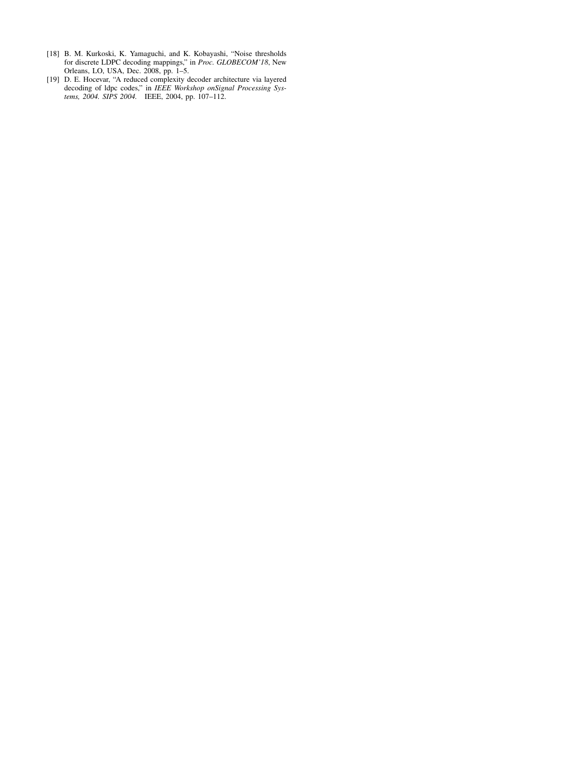[18] B. M. Kurkoski, K. Yamaguchi, and K. Kobayashi, "Noise thresholds for discrete LDPC decoding mappings," in *Proc. GLOBECOM'18*, New Orleans, LO, USA, Dec. 2008, pp. 1–5.

[19] D. E. Hocevar, "A reduced complexity decoder architecture via layered decoding of ldpc codes," in *IEEE Workshop onSignal Processing Systems, 2004. SIPS 2004.* IEEE, 2004, pp. 107–112.